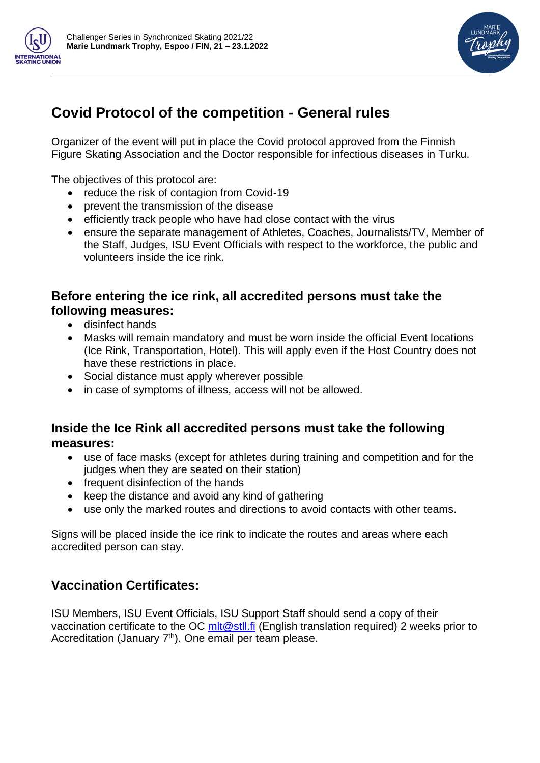# Covid Protocol of the competition - General rules

Organizer of the event will put in place the Covid protocol approved from the Finnish Figure Skating Association and the Doctor responsible for infectious diseases in Turku.

The objectives of this protocol are:

- reduce the risk of contagion from Covid-19
- prevent the transmission of the disease
- efficiently track people who have had close contact with the virus
- ensure the separate management of Athletes, Coaches, Journalists/TV, Member of the Staff, Judges, ISU Event Officials with respect to the workforce, the public and volunteers inside the ice rink.

## Before entering the ice rink, all accredited persons must take the following measures:

- disinfect hands
- Masks will remain mandatory and must be worn inside the official Event locations (Ice Rink, Transportation, Hotel). This will apply even if the Host Country does not have these restrictions in place.
- Social distance must apply wherever possible
- in case of symptoms of illness, access will not be allowed.

## Inside the Ice Rink all accredited persons must take the following measures:

- use of face masks (except for athletes during training and competition and for the judges when they are seated on their station)
- frequent disinfection of the hands
- keep the distance and avoid any kind of gathering
- use only the marked routes and directions to avoid contacts with other teams.

Signs will be placed inside the ice rink to indicate the routes and areas where each accredited person can stay.

## Vaccination Certificates:

ISU Members, ISU Event Officials, ISU Support Staff should send a copy of their vaccination certificate to the OC mlt@stll.fi (English translation required) 2 weeks prior to Accreditation (January 7th). One email per team please.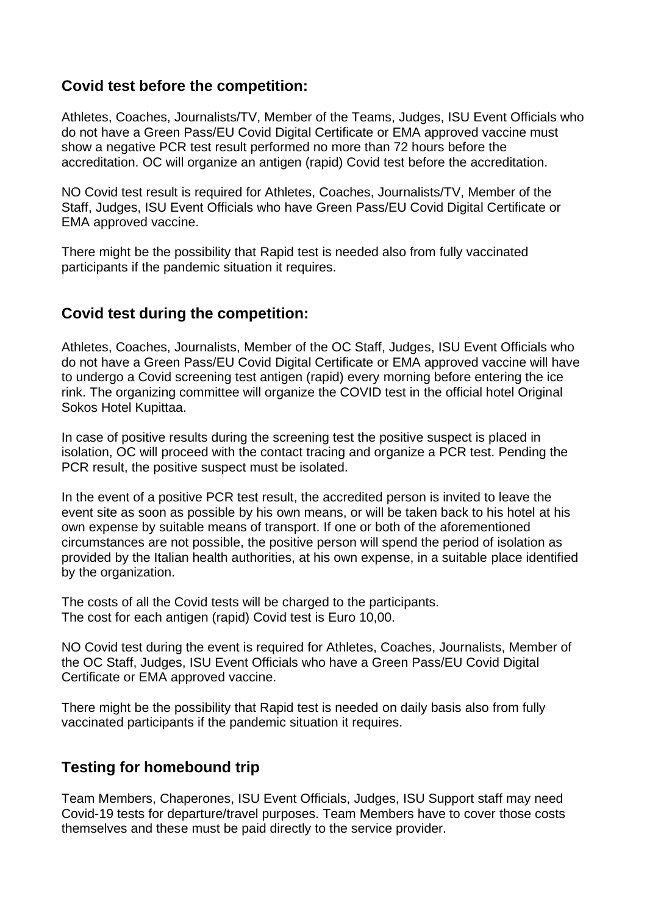## Covid test before the competition:

Athletes, Coaches, Journalists/TV, Member of the Teams, Judges, ISU Event Officials who do not have a Green Pass/EU Covid Digital Certificate or EMA approved vaccine must show a negative PCR test result performed no more than 72 hours before the accreditation. OC will organize an antigen (rapid) Covid test before the accreditation.

NO Covid test result is required for Athletes, Coaches, Journalists/TV, Member of the Staff, Judges, ISU Event Officials who have Green Pass/EU Covid Digital Certificate or EMA approved vaccine.

There might be the possibility that Rapid test is needed also from fully vaccinated participants if the pandemic situation it requires.

## Covid test during the competition:

Athletes, Coaches, Journalists, Member of the OC Staff, Judges, ISU Event Officials who do not have a Green Pass/EU Covid Digital Certificate or EMA approved vaccine will have to undergo a Covid screening test antigen (rapid) every morning before entering the ice rink. The organizing committee will organize the COVID test in the official hotel Original Sokos Hotel Kupittaa.

In case of positive results during the screening test the positive suspect is placed in isolation, OC will proceed with the contact tracing and organize a PCR test. Pending the PCR result, the positive suspect must be isolated.

In the event of a positive PCR test result, the accredited person is invited to leave the event site as soon as possible by his own means, or will be taken back to his hotel at his own expense by suitable means of transport. If one or both of the aforementioned circumstances are not possible, the positive person will spend the period of isolation as provided by the Italian health authorities, at his own expense, in a suitable place identified by the organization.

The costs of all the Covid tests will be charged to the participants.
The cost for each antigen (rapid) Covid test is Euro 10,00.

NO Covid test during the event is required for Athletes, Coaches, Journalists, Member of the OC Staff, Judges, ISU Event Officials who have a Green Pass/EU Covid Digital Certificate or EMA approved vaccine.

There might be the possibility that Rapid test is needed on daily basis also from fully vaccinated participants if the pandemic situation it requires.

## Testing for homebound trip

Team Members, Chaperones, ISU Event Officials, Judges, ISU Support staff may need Covid-19 tests for departure/travel purposes. Team Members have to cover those costs themselves and these must be paid directly to the service provider.